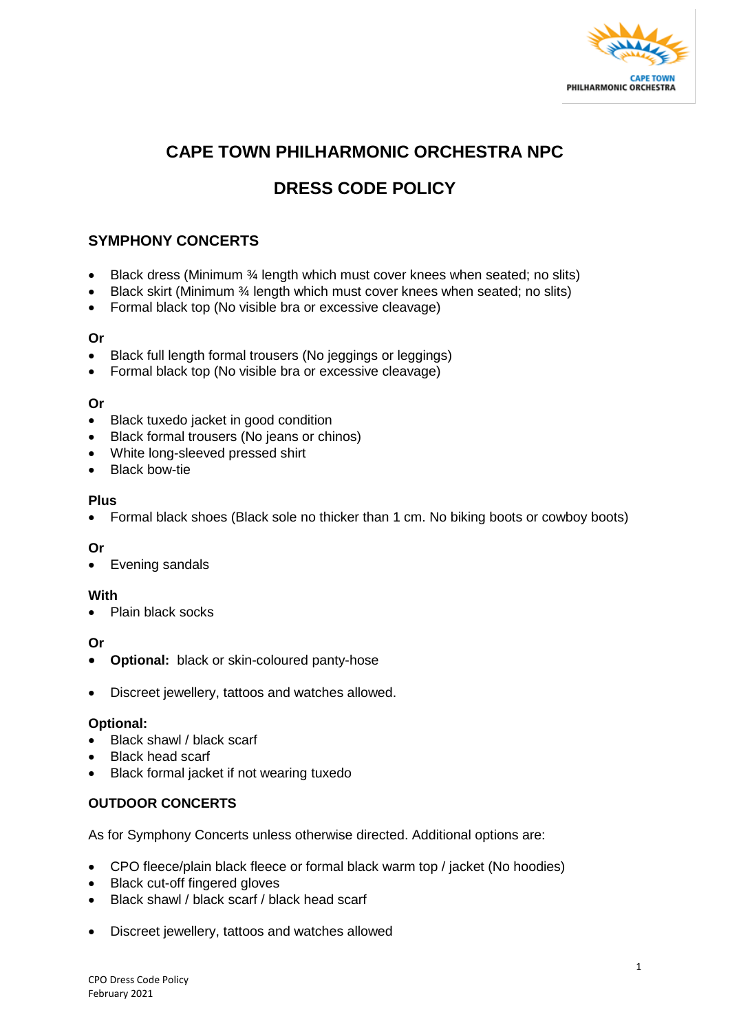# CAPE TOWN PHILHARMONIC ORCHESTRA NPC

# DRESS CODE POLICY

## SYMPHONY CONCERTS

- Black dress (Minimum ¾ length which must cover knees when seated; no slits)
- Black skirt (Minimum ¾ length which must cover knees when seated; no slits)
- Formal black top (No visible bra or excessive cleavage)

**Or**

- Black full length formal trousers (No jeggings or leggings)
- Formal black top (No visible bra or excessive cleavage)

**Or**

- Black tuxedo jacket in good condition
- Black formal trousers (No jeans or chinos)
- White long-sleeved pressed shirt
- Black bow-tie

**Plus**

- Formal black shoes (Black sole no thicker than 1 cm. No biking boots or cowboy boots)

**Or**

- Evening sandals

**With**

- Plain black socks

**Or**

- **Optional:** black or skin-coloured panty-hose

- Discreet jewellery, tattoos and watches allowed.

**Optional:**

- Black shawl / black scarf
- Black head scarf
- Black formal jacket if not wearing tuxedo

## OUTDOOR CONCERTS

As for Symphony Concerts unless otherwise directed. Additional options are:

- CPO fleece/plain black fleece or formal black warm top / jacket (No hoodies)
- Black cut-off fingered gloves
- Black shawl / black scarf / black head scarf

- Discreet jewellery, tattoos and watches allowed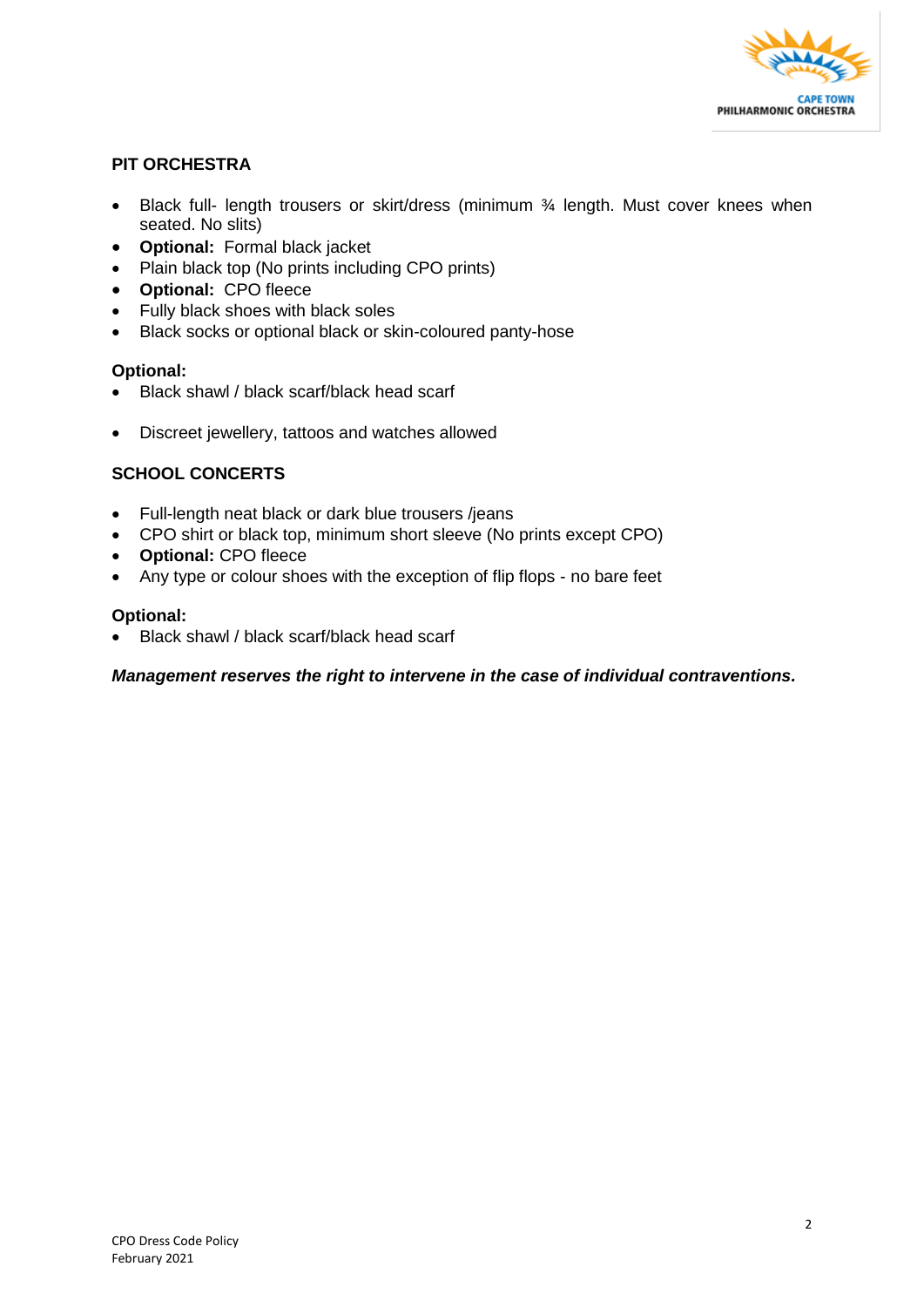## PIT ORCHESTRA

- Black full- length trousers or skirt/dress (minimum ¾ length. Must cover knees when seated. No slits)
- **Optional:** Formal black jacket
- Plain black top (No prints including CPO prints)
- **Optional:** CPO fleece
- Fully black shoes with black soles
- Black socks or optional black or skin-coloured panty-hose

**Optional:**

- Black shawl / black scarf/black head scarf

- Discreet jewellery, tattoos and watches allowed

## SCHOOL CONCERTS

- Full-length neat black or dark blue trousers /jeans
- CPO shirt or black top, minimum short sleeve (No prints except CPO)
- **Optional:** CPO fleece
- Any type or colour shoes with the exception of flip flops - no bare feet

**Optional:**

- Black shawl / black scarf/black head scarf

***Management reserves the right to intervene in the case of individual contraventions.***